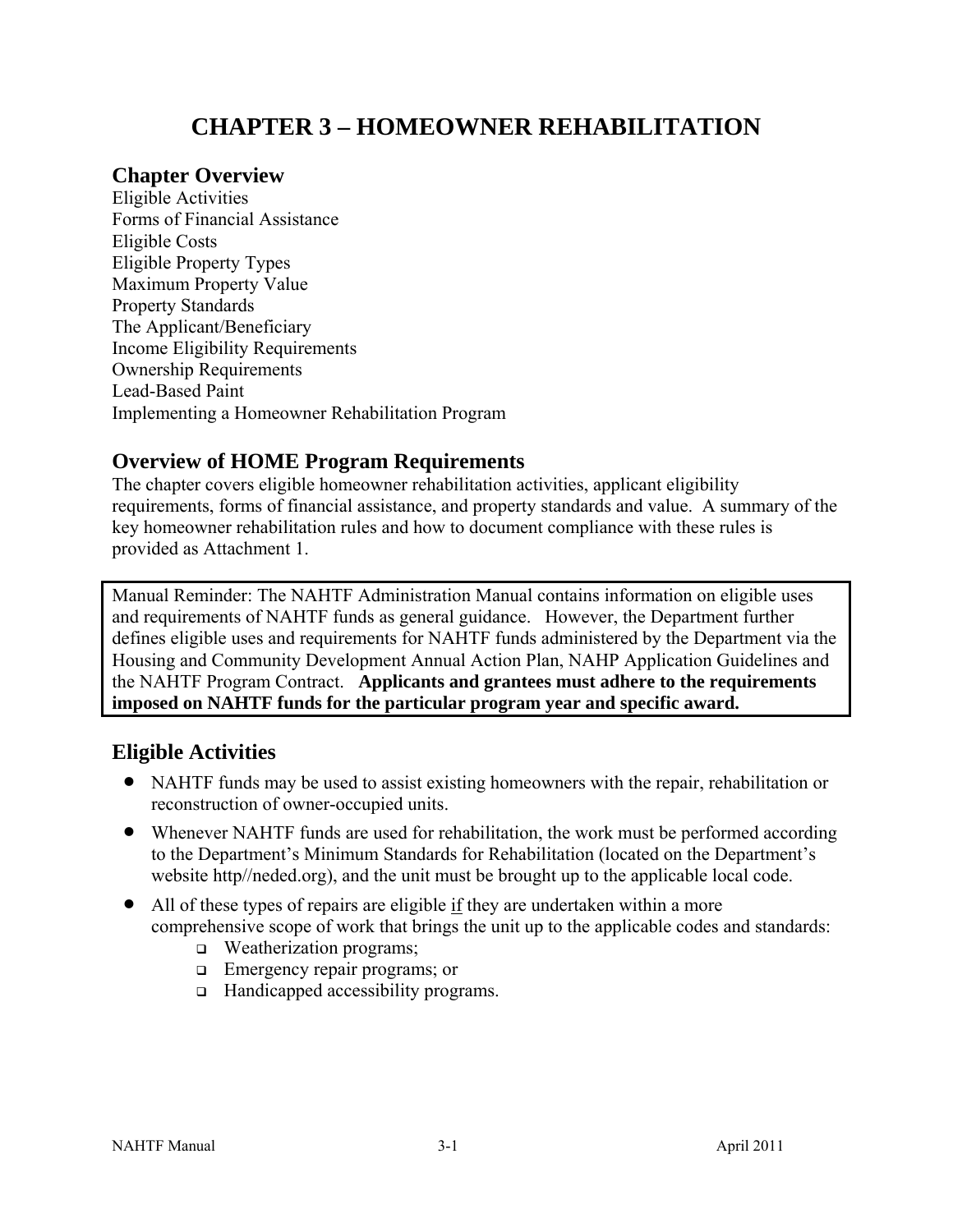# CHAPTER 3 – HOMEOWNER REHABILITATION

## Chapter Overview

Eligible Activities
Forms of Financial Assistance
Eligible Costs
Eligible Property Types
Maximum Property Value
Property Standards
The Applicant/Beneficiary
Income Eligibility Requirements
Ownership Requirements
Lead-Based Paint
Implementing a Homeowner Rehabilitation Program

## Overview of HOME Program Requirements

The chapter covers eligible homeowner rehabilitation activities, applicant eligibility requirements, forms of financial assistance, and property standards and value. A summary of the key homeowner rehabilitation rules and how to document compliance with these rules is provided as Attachment 1.

Manual Reminder: The NAHTF Administration Manual contains information on eligible uses and requirements of NAHTF funds as general guidance. However, the Department further defines eligible uses and requirements for NAHTF funds administered by the Department via the Housing and Community Development Annual Action Plan, NAHP Application Guidelines and the NAHTF Program Contract. **Applicants and grantees must adhere to the requirements imposed on NAHTF funds for the particular program year and specific award.**

## Eligible Activities

- NAHTF funds may be used to assist existing homeowners with the repair, rehabilitation or reconstruction of owner-occupied units.
- Whenever NAHTF funds are used for rehabilitation, the work must be performed according to the Department's Minimum Standards for Rehabilitation (located on the Department's website http//neded.org), and the unit must be brought up to the applicable local code.
- All of these types of repairs are eligible if they are undertaken within a more comprehensive scope of work that brings the unit up to the applicable codes and standards:
  - Weatherization programs;
  - Emergency repair programs; or
  - Handicapped accessibility programs.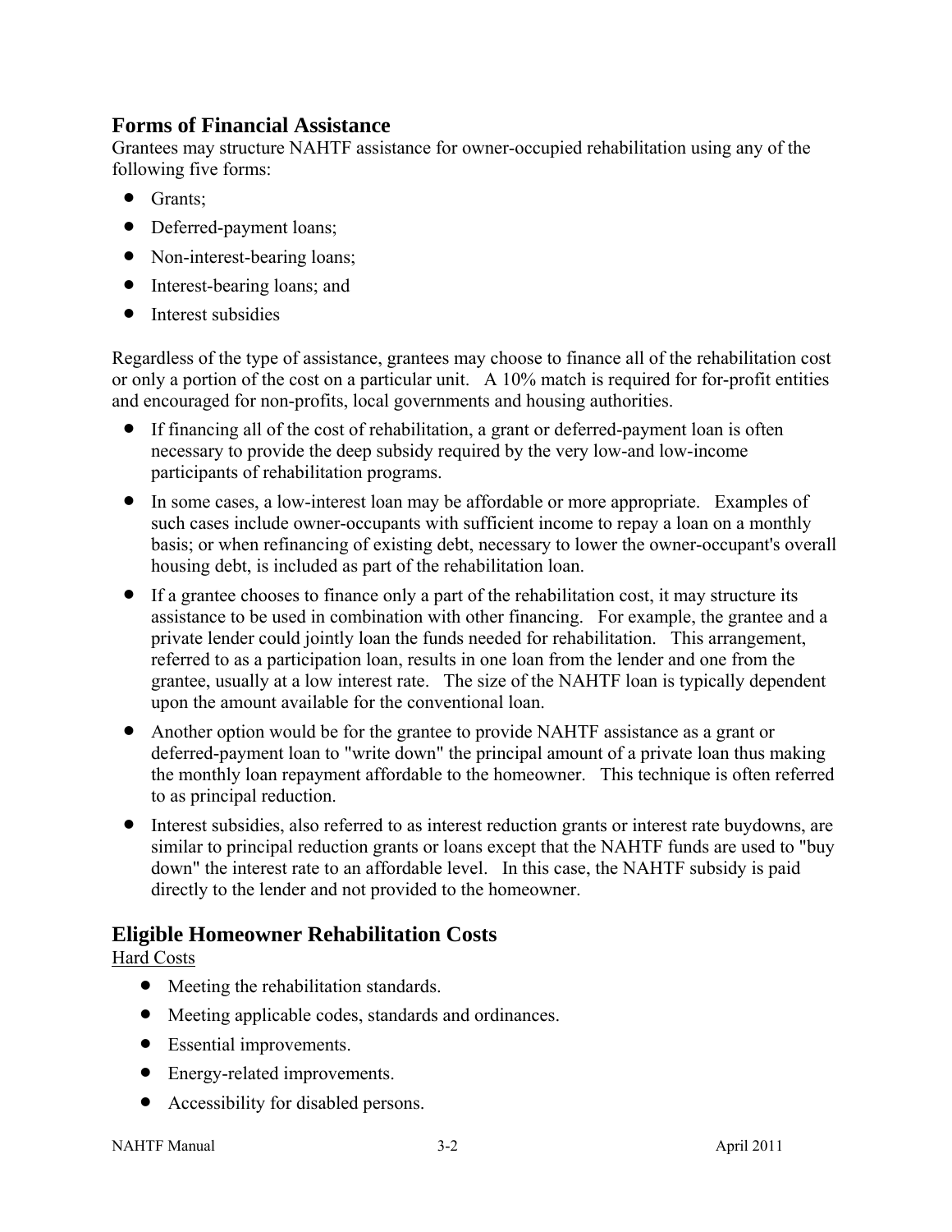## Forms of Financial Assistance

Grantees may structure NAHTF assistance for owner-occupied rehabilitation using any of the following five forms:

- Grants;
- Deferred-payment loans;
- Non-interest-bearing loans;
- Interest-bearing loans; and
- Interest subsidies

Regardless of the type of assistance, grantees may choose to finance all of the rehabilitation cost or only a portion of the cost on a particular unit. A 10% match is required for for-profit entities and encouraged for non-profits, local governments and housing authorities.

- If financing all of the cost of rehabilitation, a grant or deferred-payment loan is often necessary to provide the deep subsidy required by the very low-and low-income participants of rehabilitation programs.
- In some cases, a low-interest loan may be affordable or more appropriate. Examples of such cases include owner-occupants with sufficient income to repay a loan on a monthly basis; or when refinancing of existing debt, necessary to lower the owner-occupant's overall housing debt, is included as part of the rehabilitation loan.
- If a grantee chooses to finance only a part of the rehabilitation cost, it may structure its assistance to be used in combination with other financing. For example, the grantee and a private lender could jointly loan the funds needed for rehabilitation. This arrangement, referred to as a participation loan, results in one loan from the lender and one from the grantee, usually at a low interest rate. The size of the NAHTF loan is typically dependent upon the amount available for the conventional loan.
- Another option would be for the grantee to provide NAHTF assistance as a grant or deferred-payment loan to "write down" the principal amount of a private loan thus making the monthly loan repayment affordable to the homeowner. This technique is often referred to as principal reduction.
- Interest subsidies, also referred to as interest reduction grants or interest rate buydowns, are similar to principal reduction grants or loans except that the NAHTF funds are used to "buy down" the interest rate to an affordable level. In this case, the NAHTF subsidy is paid directly to the lender and not provided to the homeowner.

## Eligible Homeowner Rehabilitation Costs

<u>Hard Costs</u>

- Meeting the rehabilitation standards.
- Meeting applicable codes, standards and ordinances.
- Essential improvements.
- Energy-related improvements.
- Accessibility for disabled persons.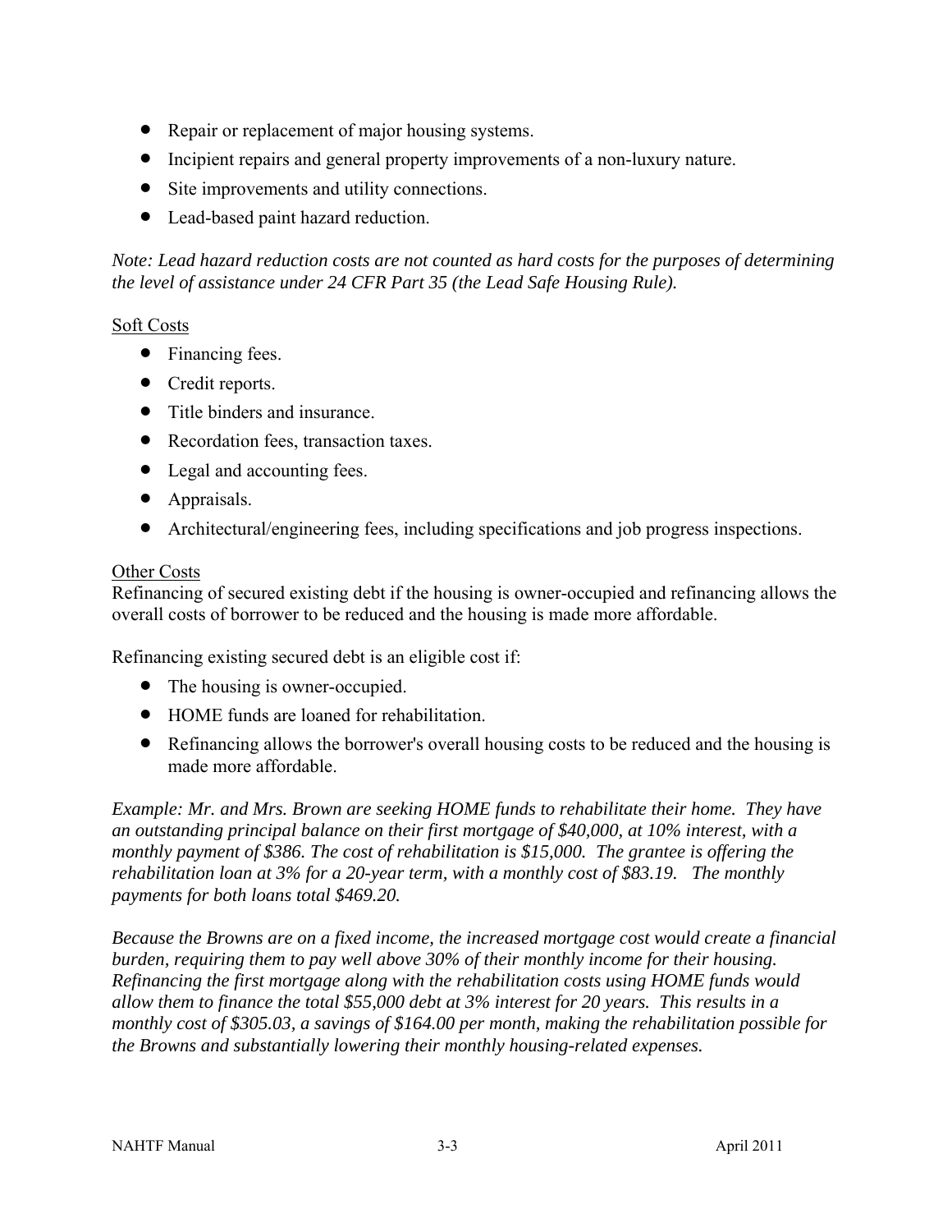- Repair or replacement of major housing systems.
- Incipient repairs and general property improvements of a non-luxury nature.
- Site improvements and utility connections.
- Lead-based paint hazard reduction.

*Note: Lead hazard reduction costs are not counted as hard costs for the purposes of determining the level of assistance under 24 CFR Part 35 (the Lead Safe Housing Rule).*

<u>Soft Costs</u>

- Financing fees.
- Credit reports.
- Title binders and insurance.
- Recordation fees, transaction taxes.
- Legal and accounting fees.
- Appraisals.
- Architectural/engineering fees, including specifications and job progress inspections.

<u>Other Costs</u>
Refinancing of secured existing debt if the housing is owner-occupied and refinancing allows the overall costs of borrower to be reduced and the housing is made more affordable.

Refinancing existing secured debt is an eligible cost if:

- The housing is owner-occupied.
- HOME funds are loaned for rehabilitation.
- Refinancing allows the borrower's overall housing costs to be reduced and the housing is made more affordable.

*Example: Mr. and Mrs. Brown are seeking HOME funds to rehabilitate their home. They have an outstanding principal balance on their first mortgage of $40,000, at 10% interest, with a monthly payment of $386. The cost of rehabilitation is $15,000. The grantee is offering the rehabilitation loan at 3% for a 20-year term, with a monthly cost of $83.19. The monthly payments for both loans total $469.20.*

*Because the Browns are on a fixed income, the increased mortgage cost would create a financial burden, requiring them to pay well above 30% of their monthly income for their housing. Refinancing the first mortgage along with the rehabilitation costs using HOME funds would allow them to finance the total $55,000 debt at 3% interest for 20 years. This results in a monthly cost of $305.03, a savings of $164.00 per month, making the rehabilitation possible for the Browns and substantially lowering their monthly housing-related expenses.*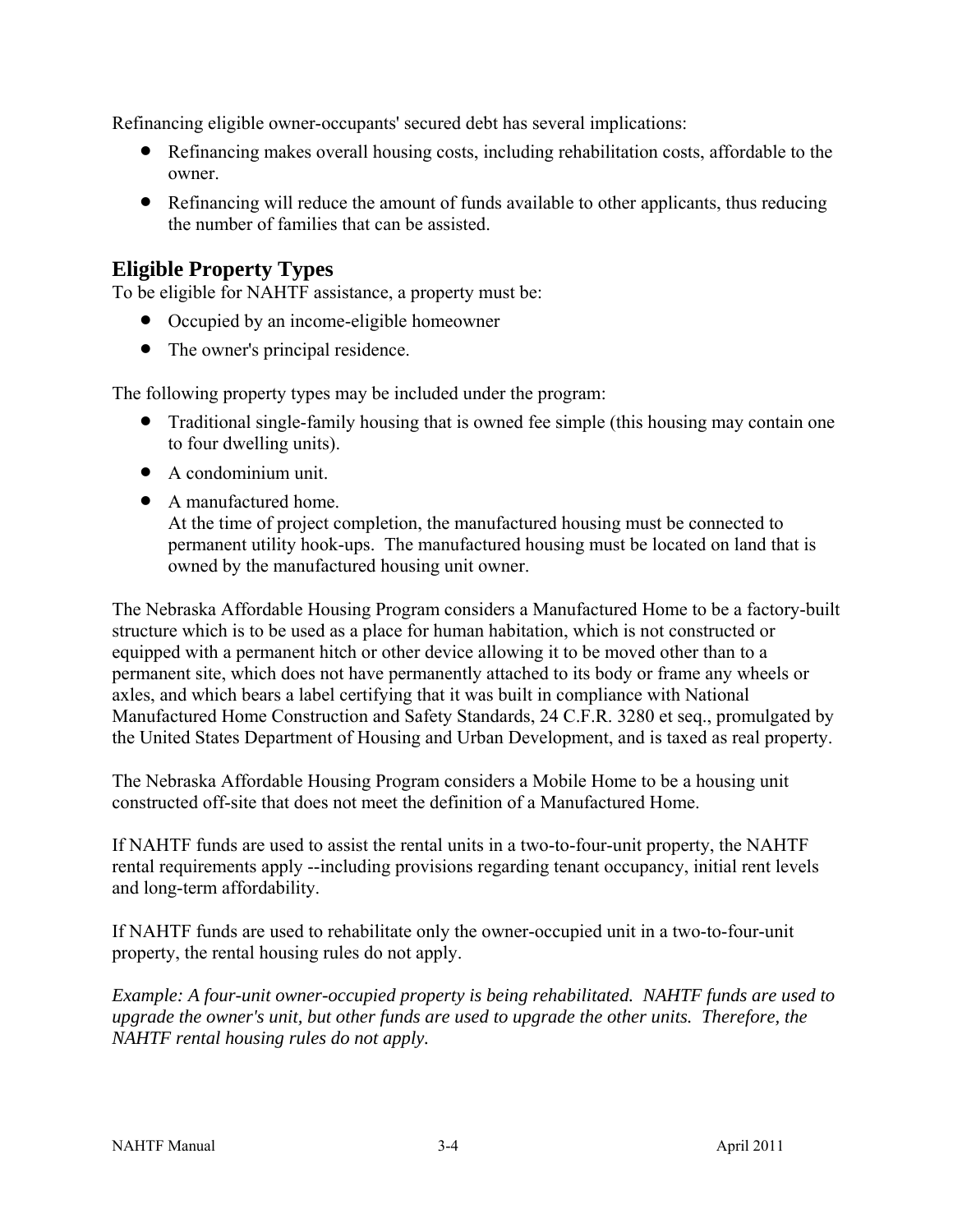Refinancing eligible owner-occupants' secured debt has several implications:

- Refinancing makes overall housing costs, including rehabilitation costs, affordable to the owner.
- Refinancing will reduce the amount of funds available to other applicants, thus reducing the number of families that can be assisted.

## Eligible Property Types

To be eligible for NAHTF assistance, a property must be:

- Occupied by an income-eligible homeowner
- The owner's principal residence.

The following property types may be included under the program:

- Traditional single-family housing that is owned fee simple (this housing may contain one to four dwelling units).
- A condominium unit.
- A manufactured home.
  At the time of project completion, the manufactured housing must be connected to permanent utility hook-ups. The manufactured housing must be located on land that is owned by the manufactured housing unit owner.

The Nebraska Affordable Housing Program considers a Manufactured Home to be a factory-built structure which is to be used as a place for human habitation, which is not constructed or equipped with a permanent hitch or other device allowing it to be moved other than to a permanent site, which does not have permanently attached to its body or frame any wheels or axles, and which bears a label certifying that it was built in compliance with National Manufactured Home Construction and Safety Standards, 24 C.F.R. 3280 et seq., promulgated by the United States Department of Housing and Urban Development, and is taxed as real property.

The Nebraska Affordable Housing Program considers a Mobile Home to be a housing unit constructed off-site that does not meet the definition of a Manufactured Home.

If NAHTF funds are used to assist the rental units in a two-to-four-unit property, the NAHTF rental requirements apply --including provisions regarding tenant occupancy, initial rent levels and long-term affordability.

If NAHTF funds are used to rehabilitate only the owner-occupied unit in a two-to-four-unit property, the rental housing rules do not apply.

*Example: A four-unit owner-occupied property is being rehabilitated. NAHTF funds are used to upgrade the owner's unit, but other funds are used to upgrade the other units. Therefore, the NAHTF rental housing rules do not apply.*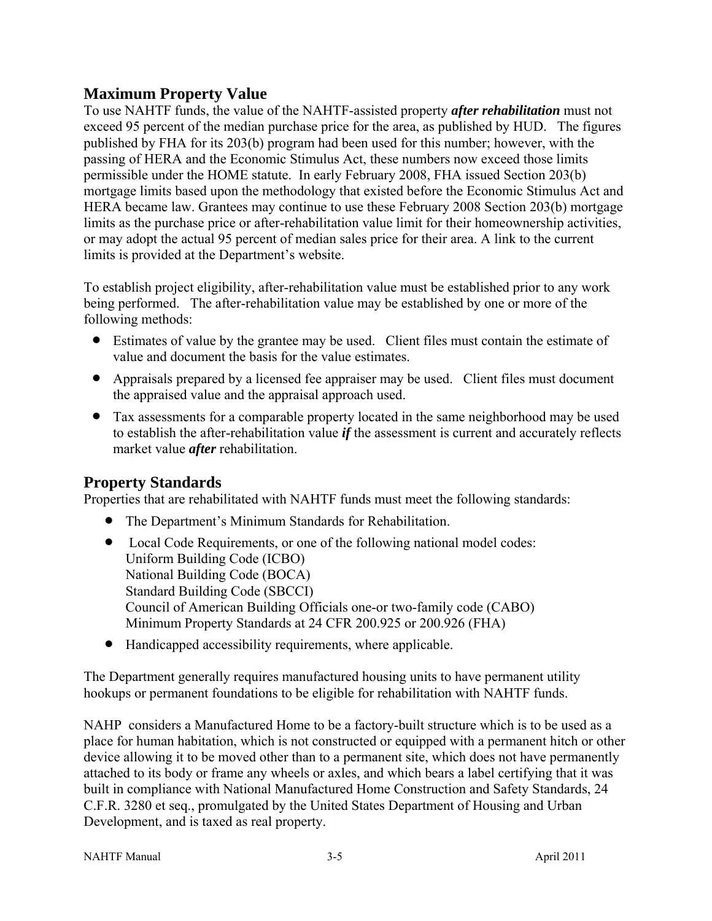## Maximum Property Value

To use NAHTF funds, the value of the NAHTF-assisted property ***after rehabilitation*** must not exceed 95 percent of the median purchase price for the area, as published by HUD. The figures published by FHA for its 203(b) program had been used for this number; however, with the passing of HERA and the Economic Stimulus Act, these numbers now exceed those limits permissible under the HOME statute. In early February 2008, FHA issued Section 203(b) mortgage limits based upon the methodology that existed before the Economic Stimulus Act and HERA became law. Grantees may continue to use these February 2008 Section 203(b) mortgage limits as the purchase price or after-rehabilitation value limit for their homeownership activities, or may adopt the actual 95 percent of median sales price for their area. A link to the current limits is provided at the Department's website.

To establish project eligibility, after-rehabilitation value must be established prior to any work being performed. The after-rehabilitation value may be established by one or more of the following methods:

- Estimates of value by the grantee may be used. Client files must contain the estimate of value and document the basis for the value estimates.
- Appraisals prepared by a licensed fee appraiser may be used. Client files must document the appraised value and the appraisal approach used.
- Tax assessments for a comparable property located in the same neighborhood may be used to establish the after-rehabilitation value ***if*** the assessment is current and accurately reflects market value ***after*** rehabilitation.

## Property Standards

Properties that are rehabilitated with NAHTF funds must meet the following standards:

- The Department's Minimum Standards for Rehabilitation.
- Local Code Requirements, or one of the following national model codes:
  Uniform Building Code (ICBO)
  National Building Code (BOCA)
  Standard Building Code (SBCCI)
  Council of American Building Officials one-or two-family code (CABO)
  Minimum Property Standards at 24 CFR 200.925 or 200.926 (FHA)
- Handicapped accessibility requirements, where applicable.

The Department generally requires manufactured housing units to have permanent utility hookups or permanent foundations to be eligible for rehabilitation with NAHTF funds.

NAHP considers a Manufactured Home to be a factory-built structure which is to be used as a place for human habitation, which is not constructed or equipped with a permanent hitch or other device allowing it to be moved other than to a permanent site, which does not have permanently attached to its body or frame any wheels or axles, and which bears a label certifying that it was built in compliance with National Manufactured Home Construction and Safety Standards, 24 C.F.R. 3280 et seq., promulgated by the United States Department of Housing and Urban Development, and is taxed as real property.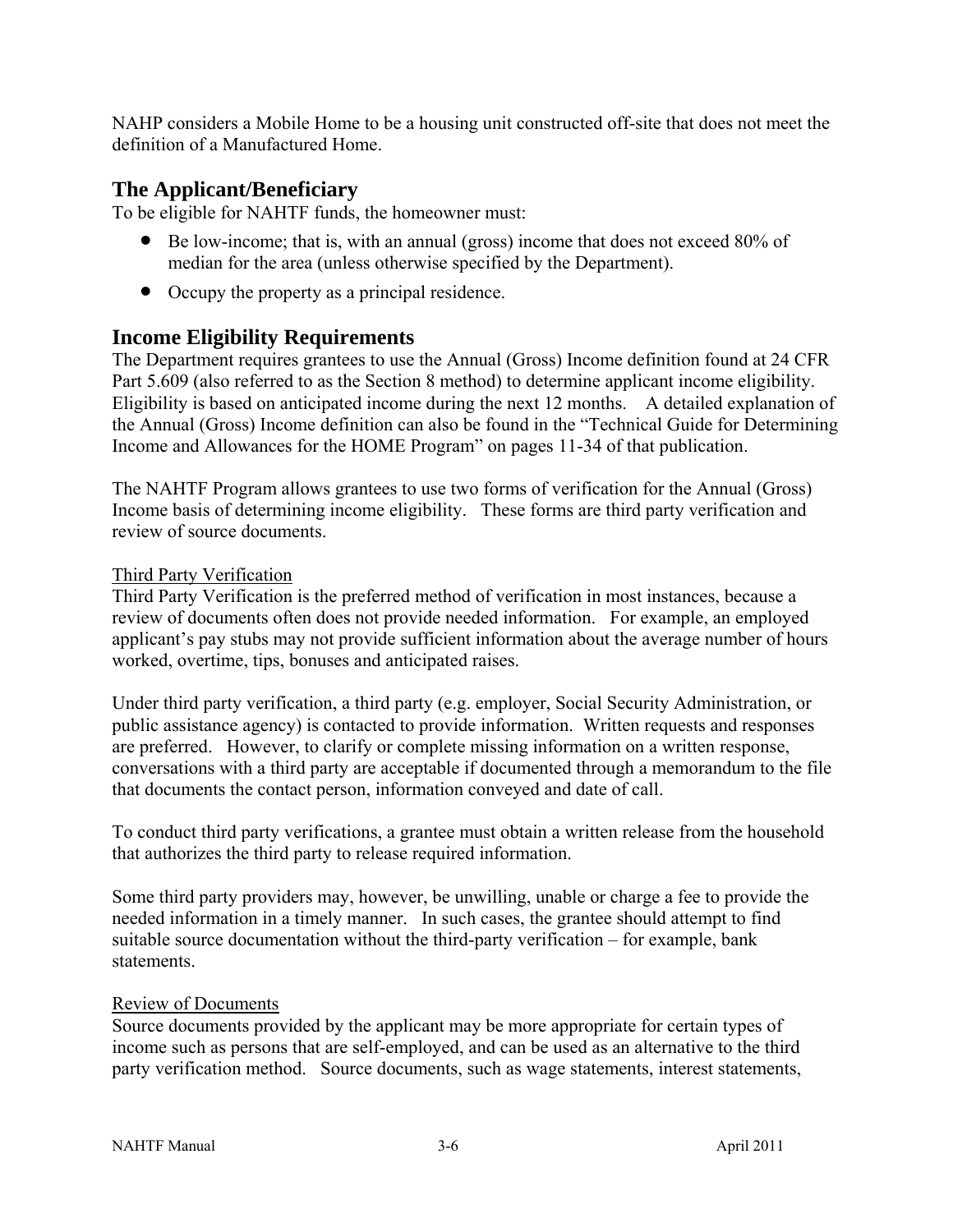NAHP considers a Mobile Home to be a housing unit constructed off-site that does not meet the definition of a Manufactured Home.

## The Applicant/Beneficiary

To be eligible for NAHTF funds, the homeowner must:

- Be low-income; that is, with an annual (gross) income that does not exceed 80% of median for the area (unless otherwise specified by the Department).
- Occupy the property as a principal residence.

## Income Eligibility Requirements

The Department requires grantees to use the Annual (Gross) Income definition found at 24 CFR Part 5.609 (also referred to as the Section 8 method) to determine applicant income eligibility. Eligibility is based on anticipated income during the next 12 months. A detailed explanation of the Annual (Gross) Income definition can also be found in the "Technical Guide for Determining Income and Allowances for the HOME Program" on pages 11-34 of that publication.

The NAHTF Program allows grantees to use two forms of verification for the Annual (Gross) Income basis of determining income eligibility. These forms are third party verification and review of source documents.

<u>Third Party Verification</u>

Third Party Verification is the preferred method of verification in most instances, because a review of documents often does not provide needed information. For example, an employed applicant's pay stubs may not provide sufficient information about the average number of hours worked, overtime, tips, bonuses and anticipated raises.

Under third party verification, a third party (e.g. employer, Social Security Administration, or public assistance agency) is contacted to provide information. Written requests and responses are preferred. However, to clarify or complete missing information on a written response, conversations with a third party are acceptable if documented through a memorandum to the file that documents the contact person, information conveyed and date of call.

To conduct third party verifications, a grantee must obtain a written release from the household that authorizes the third party to release required information.

Some third party providers may, however, be unwilling, unable or charge a fee to provide the needed information in a timely manner. In such cases, the grantee should attempt to find suitable source documentation without the third-party verification – for example, bank statements.

<u>Review of Documents</u>

Source documents provided by the applicant may be more appropriate for certain types of income such as persons that are self-employed, and can be used as an alternative to the third party verification method. Source documents, such as wage statements, interest statements,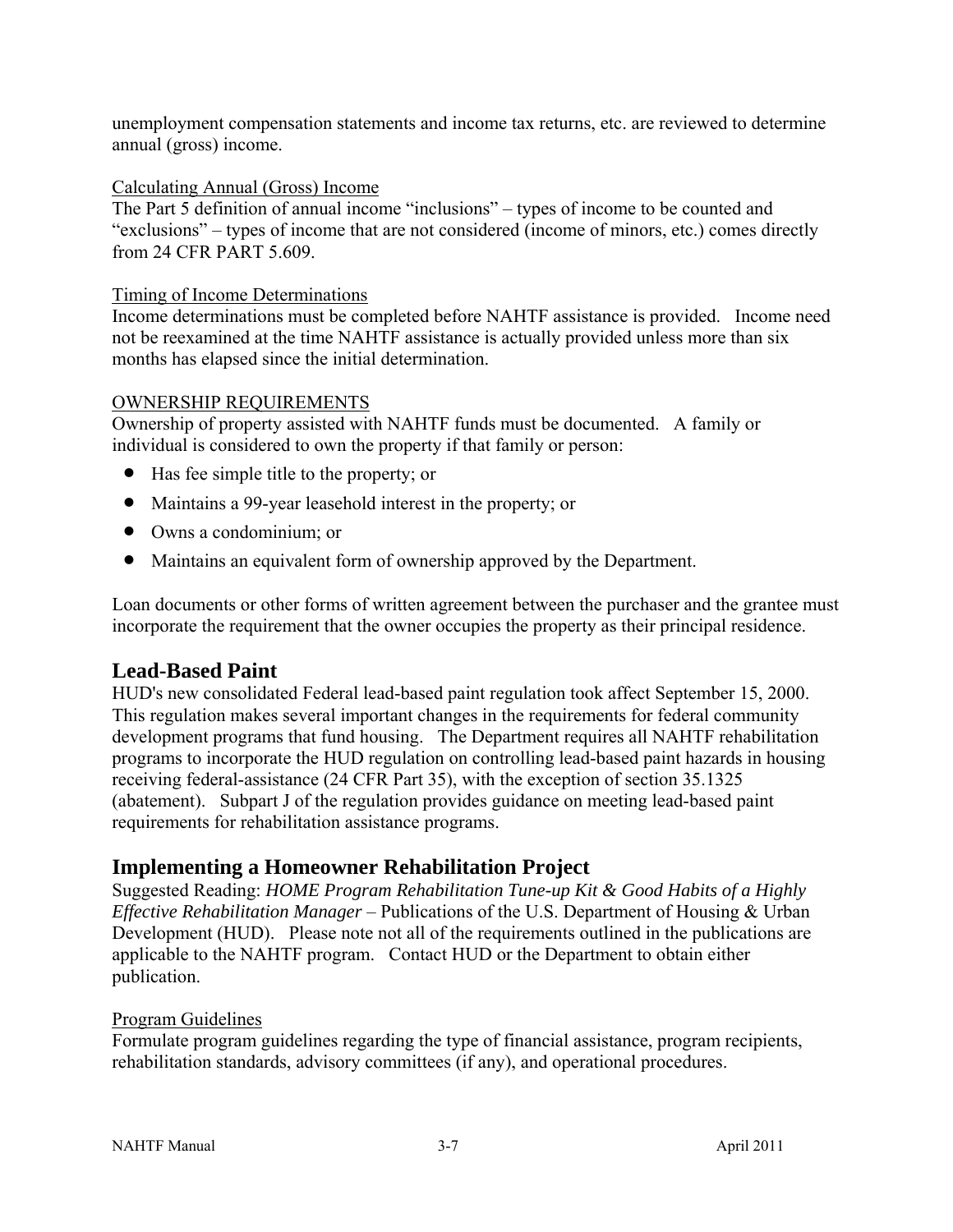unemployment compensation statements and income tax returns, etc. are reviewed to determine annual (gross) income.

Calculating Annual (Gross) Income

The Part 5 definition of annual income "inclusions" – types of income to be counted and "exclusions" – types of income that are not considered (income of minors, etc.) comes directly from 24 CFR PART 5.609.

Timing of Income Determinations

Income determinations must be completed before NAHTF assistance is provided. Income need not be reexamined at the time NAHTF assistance is actually provided unless more than six months has elapsed since the initial determination.

OWNERSHIP REQUIREMENTS

Ownership of property assisted with NAHTF funds must be documented. A family or individual is considered to own the property if that family or person:

- Has fee simple title to the property; or
- Maintains a 99-year leasehold interest in the property; or
- Owns a condominium; or
- Maintains an equivalent form of ownership approved by the Department.

Loan documents or other forms of written agreement between the purchaser and the grantee must incorporate the requirement that the owner occupies the property as their principal residence.

## Lead-Based Paint

HUD's new consolidated Federal lead-based paint regulation took affect September 15, 2000. This regulation makes several important changes in the requirements for federal community development programs that fund housing. The Department requires all NAHTF rehabilitation programs to incorporate the HUD regulation on controlling lead-based paint hazards in housing receiving federal-assistance (24 CFR Part 35), with the exception of section 35.1325 (abatement). Subpart J of the regulation provides guidance on meeting lead-based paint requirements for rehabilitation assistance programs.

## Implementing a Homeowner Rehabilitation Project

Suggested Reading: *HOME Program Rehabilitation Tune-up Kit & Good Habits of a Highly Effective Rehabilitation Manager* – Publications of the U.S. Department of Housing & Urban Development (HUD). Please note not all of the requirements outlined in the publications are applicable to the NAHTF program. Contact HUD or the Department to obtain either publication.

Program Guidelines

Formulate program guidelines regarding the type of financial assistance, program recipients, rehabilitation standards, advisory committees (if any), and operational procedures.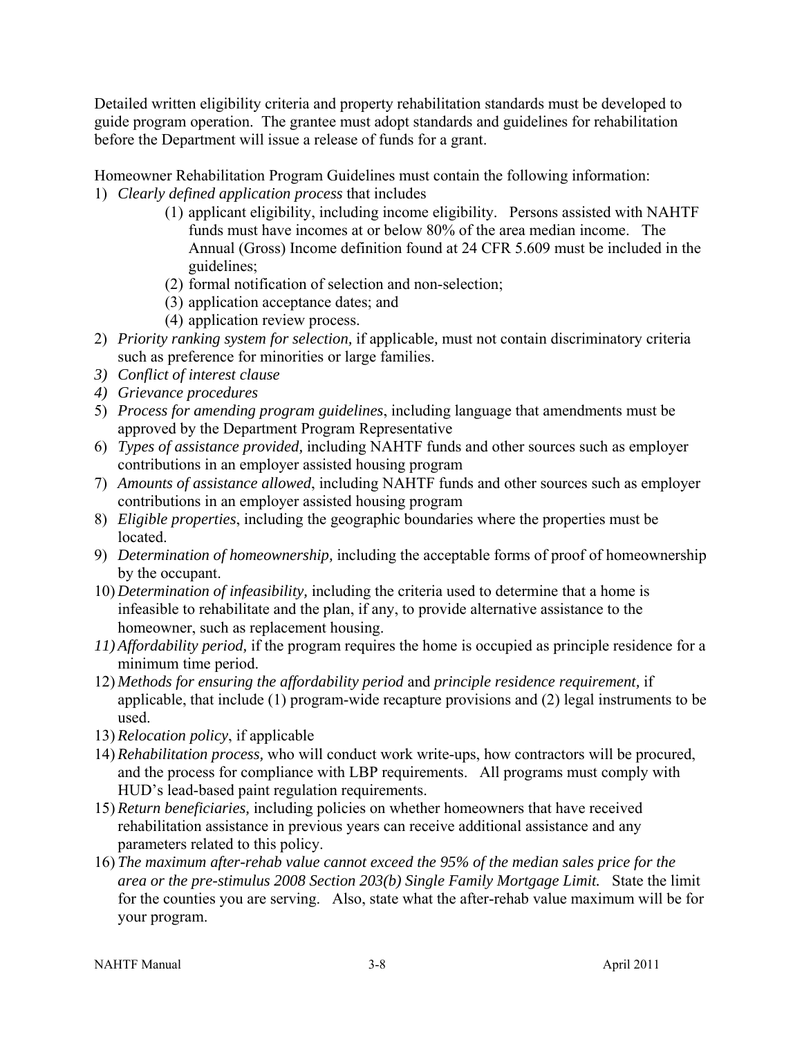Detailed written eligibility criteria and property rehabilitation standards must be developed to guide program operation. The grantee must adopt standards and guidelines for rehabilitation before the Department will issue a release of funds for a grant.

Homeowner Rehabilitation Program Guidelines must contain the following information:

1) *Clearly defined application process* that includes
    (1) applicant eligibility, including income eligibility. Persons assisted with NAHTF funds must have incomes at or below 80% of the area median income. The Annual (Gross) Income definition found at 24 CFR 5.609 must be included in the guidelines;
    (2) formal notification of selection and non-selection;
    (3) application acceptance dates; and
    (4) application review process.
2) *Priority ranking system for selection,* if applicable, must not contain discriminatory criteria such as preference for minorities or large families.
3) *Conflict of interest clause*
4) *Grievance procedures*
5) *Process for amending program guidelines*, including language that amendments must be approved by the Department Program Representative
6) *Types of assistance provided,* including NAHTF funds and other sources such as employer contributions in an employer assisted housing program
7) *Amounts of assistance allowed*, including NAHTF funds and other sources such as employer contributions in an employer assisted housing program
8) *Eligible properties*, including the geographic boundaries where the properties must be located.
9) *Determination of homeownership,* including the acceptable forms of proof of homeownership by the occupant.
10) *Determination of infeasibility,* including the criteria used to determine that a home is infeasible to rehabilitate and the plan, if any, to provide alternative assistance to the homeowner, such as replacement housing.
11) *Affordability period,* if the program requires the home is occupied as principle residence for a minimum time period.
12) *Methods for ensuring the affordability period* and *principle residence requirement,* if applicable, that include (1) program-wide recapture provisions and (2) legal instruments to be used.
13) *Relocation policy*, if applicable
14) *Rehabilitation process,* who will conduct work write-ups, how contractors will be procured, and the process for compliance with LBP requirements. All programs must comply with HUD's lead-based paint regulation requirements.
15) *Return beneficiaries,* including policies on whether homeowners that have received rehabilitation assistance in previous years can receive additional assistance and any parameters related to this policy.
16) *The maximum after-rehab value cannot exceed the 95% of the median sales price for the area or the pre-stimulus 2008 Section 203(b) Single Family Mortgage Limit.* State the limit for the counties you are serving. Also, state what the after-rehab value maximum will be for your program.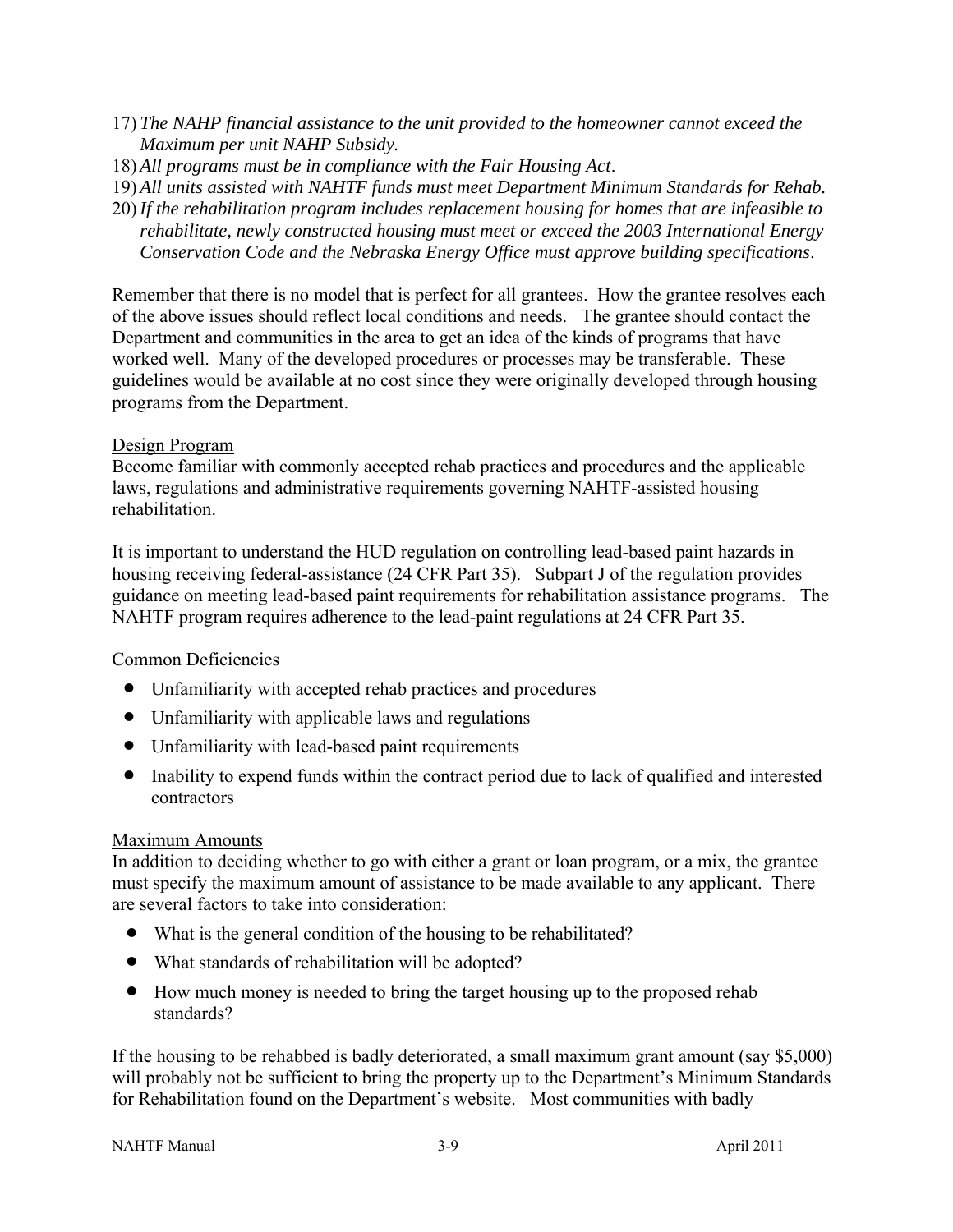17) *The NAHP financial assistance to the unit provided to the homeowner cannot exceed the Maximum per unit NAHP Subsidy.*
18) *All programs must be in compliance with the Fair Housing Act*.
19) *All units assisted with NAHTF funds must meet Department Minimum Standards for Rehab.*
20) *If the rehabilitation program includes replacement housing for homes that are infeasible to rehabilitate, newly constructed housing must meet or exceed the 2003 International Energy Conservation Code and the Nebraska Energy Office must approve building specifications*.

Remember that there is no model that is perfect for all grantees. How the grantee resolves each of the above issues should reflect local conditions and needs. The grantee should contact the Department and communities in the area to get an idea of the kinds of programs that have worked well. Many of the developed procedures or processes may be transferable. These guidelines would be available at no cost since they were originally developed through housing programs from the Department.

<u>Design Program</u>

Become familiar with commonly accepted rehab practices and procedures and the applicable laws, regulations and administrative requirements governing NAHTF-assisted housing rehabilitation.

It is important to understand the HUD regulation on controlling lead-based paint hazards in housing receiving federal-assistance (24 CFR Part 35). Subpart J of the regulation provides guidance on meeting lead-based paint requirements for rehabilitation assistance programs. The NAHTF program requires adherence to the lead-paint regulations at 24 CFR Part 35.

Common Deficiencies

- Unfamiliarity with accepted rehab practices and procedures
- Unfamiliarity with applicable laws and regulations
- Unfamiliarity with lead-based paint requirements
- Inability to expend funds within the contract period due to lack of qualified and interested contractors

<u>Maximum Amounts</u>

In addition to deciding whether to go with either a grant or loan program, or a mix, the grantee must specify the maximum amount of assistance to be made available to any applicant. There are several factors to take into consideration:

- What is the general condition of the housing to be rehabilitated?
- What standards of rehabilitation will be adopted?
- How much money is needed to bring the target housing up to the proposed rehab standards?

If the housing to be rehabbed is badly deteriorated, a small maximum grant amount (say $5,000) will probably not be sufficient to bring the property up to the Department's Minimum Standards for Rehabilitation found on the Department's website. Most communities with badly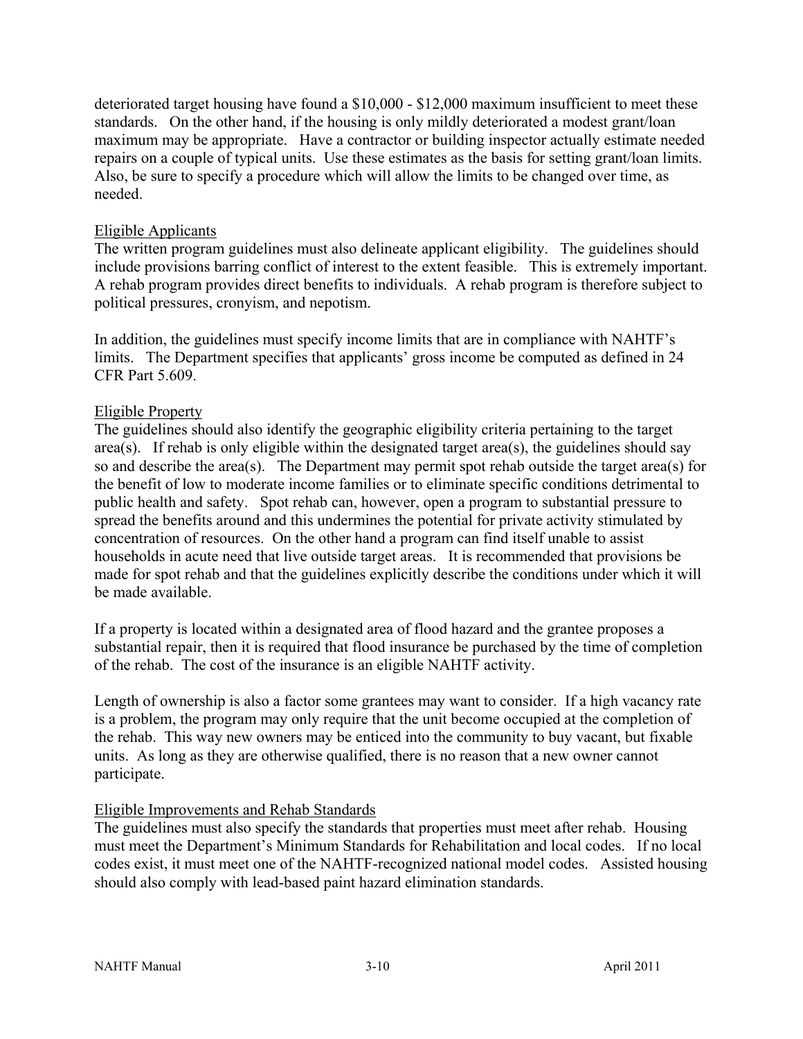deteriorated target housing have found a $10,000 - $12,000 maximum insufficient to meet these standards. On the other hand, if the housing is only mildly deteriorated a modest grant/loan maximum may be appropriate. Have a contractor or building inspector actually estimate needed repairs on a couple of typical units. Use these estimates as the basis for setting grant/loan limits. Also, be sure to specify a procedure which will allow the limits to be changed over time, as needed.

Eligible Applicants

The written program guidelines must also delineate applicant eligibility. The guidelines should include provisions barring conflict of interest to the extent feasible. This is extremely important. A rehab program provides direct benefits to individuals. A rehab program is therefore subject to political pressures, cronyism, and nepotism.

In addition, the guidelines must specify income limits that are in compliance with NAHTF's limits. The Department specifies that applicants' gross income be computed as defined in 24 CFR Part 5.609.

Eligible Property

The guidelines should also identify the geographic eligibility criteria pertaining to the target area(s). If rehab is only eligible within the designated target area(s), the guidelines should say so and describe the area(s). The Department may permit spot rehab outside the target area(s) for the benefit of low to moderate income families or to eliminate specific conditions detrimental to public health and safety. Spot rehab can, however, open a program to substantial pressure to spread the benefits around and this undermines the potential for private activity stimulated by concentration of resources. On the other hand a program can find itself unable to assist households in acute need that live outside target areas. It is recommended that provisions be made for spot rehab and that the guidelines explicitly describe the conditions under which it will be made available.

If a property is located within a designated area of flood hazard and the grantee proposes a substantial repair, then it is required that flood insurance be purchased by the time of completion of the rehab. The cost of the insurance is an eligible NAHTF activity.

Length of ownership is also a factor some grantees may want to consider. If a high vacancy rate is a problem, the program may only require that the unit become occupied at the completion of the rehab. This way new owners may be enticed into the community to buy vacant, but fixable units. As long as they are otherwise qualified, there is no reason that a new owner cannot participate.

Eligible Improvements and Rehab Standards

The guidelines must also specify the standards that properties must meet after rehab. Housing must meet the Department's Minimum Standards for Rehabilitation and local codes. If no local codes exist, it must meet one of the NAHTF-recognized national model codes. Assisted housing should also comply with lead-based paint hazard elimination standards.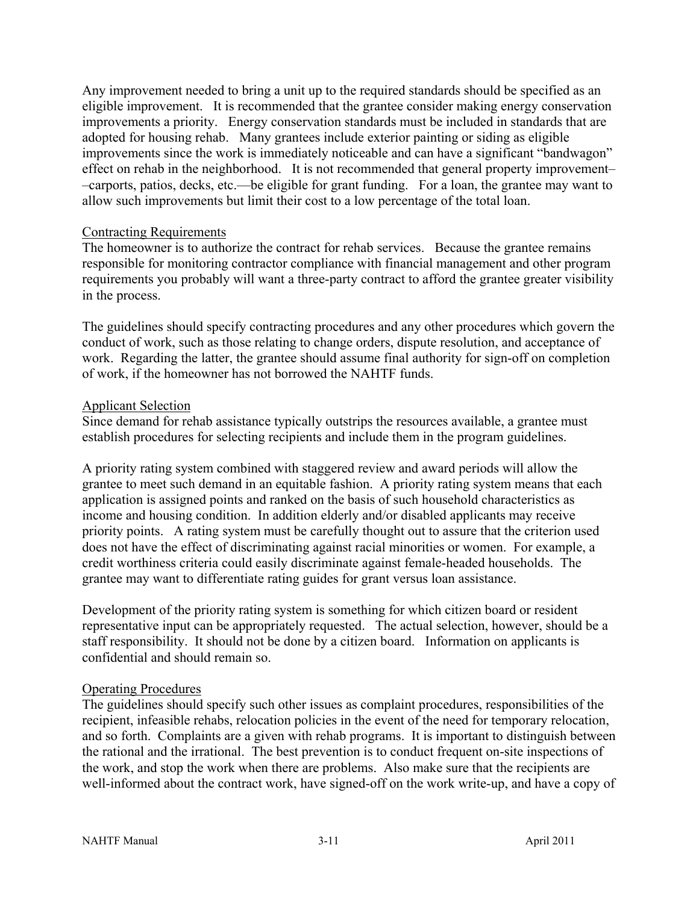Any improvement needed to bring a unit up to the required standards should be specified as an eligible improvement. It is recommended that the grantee consider making energy conservation improvements a priority. Energy conservation standards must be included in standards that are adopted for housing rehab. Many grantees include exterior painting or siding as eligible improvements since the work is immediately noticeable and can have a significant "bandwagon" effect on rehab in the neighborhood. It is not recommended that general property improvement––carports, patios, decks, etc.—be eligible for grant funding. For a loan, the grantee may want to allow such improvements but limit their cost to a low percentage of the total loan.

<u>Contracting Requirements</u>

The homeowner is to authorize the contract for rehab services. Because the grantee remains responsible for monitoring contractor compliance with financial management and other program requirements you probably will want a three-party contract to afford the grantee greater visibility in the process.

The guidelines should specify contracting procedures and any other procedures which govern the conduct of work, such as those relating to change orders, dispute resolution, and acceptance of work. Regarding the latter, the grantee should assume final authority for sign-off on completion of work, if the homeowner has not borrowed the NAHTF funds.

<u>Applicant Selection</u>

Since demand for rehab assistance typically outstrips the resources available, a grantee must establish procedures for selecting recipients and include them in the program guidelines.

A priority rating system combined with staggered review and award periods will allow the grantee to meet such demand in an equitable fashion. A priority rating system means that each application is assigned points and ranked on the basis of such household characteristics as income and housing condition. In addition elderly and/or disabled applicants may receive priority points. A rating system must be carefully thought out to assure that the criterion used does not have the effect of discriminating against racial minorities or women. For example, a credit worthiness criteria could easily discriminate against female-headed households. The grantee may want to differentiate rating guides for grant versus loan assistance.

Development of the priority rating system is something for which citizen board or resident representative input can be appropriately requested. The actual selection, however, should be a staff responsibility. It should not be done by a citizen board. Information on applicants is confidential and should remain so.

<u>Operating Procedures</u>

The guidelines should specify such other issues as complaint procedures, responsibilities of the recipient, infeasible rehabs, relocation policies in the event of the need for temporary relocation, and so forth. Complaints are a given with rehab programs. It is important to distinguish between the rational and the irrational. The best prevention is to conduct frequent on-site inspections of the work, and stop the work when there are problems. Also make sure that the recipients are well-informed about the contract work, have signed-off on the work write-up, and have a copy of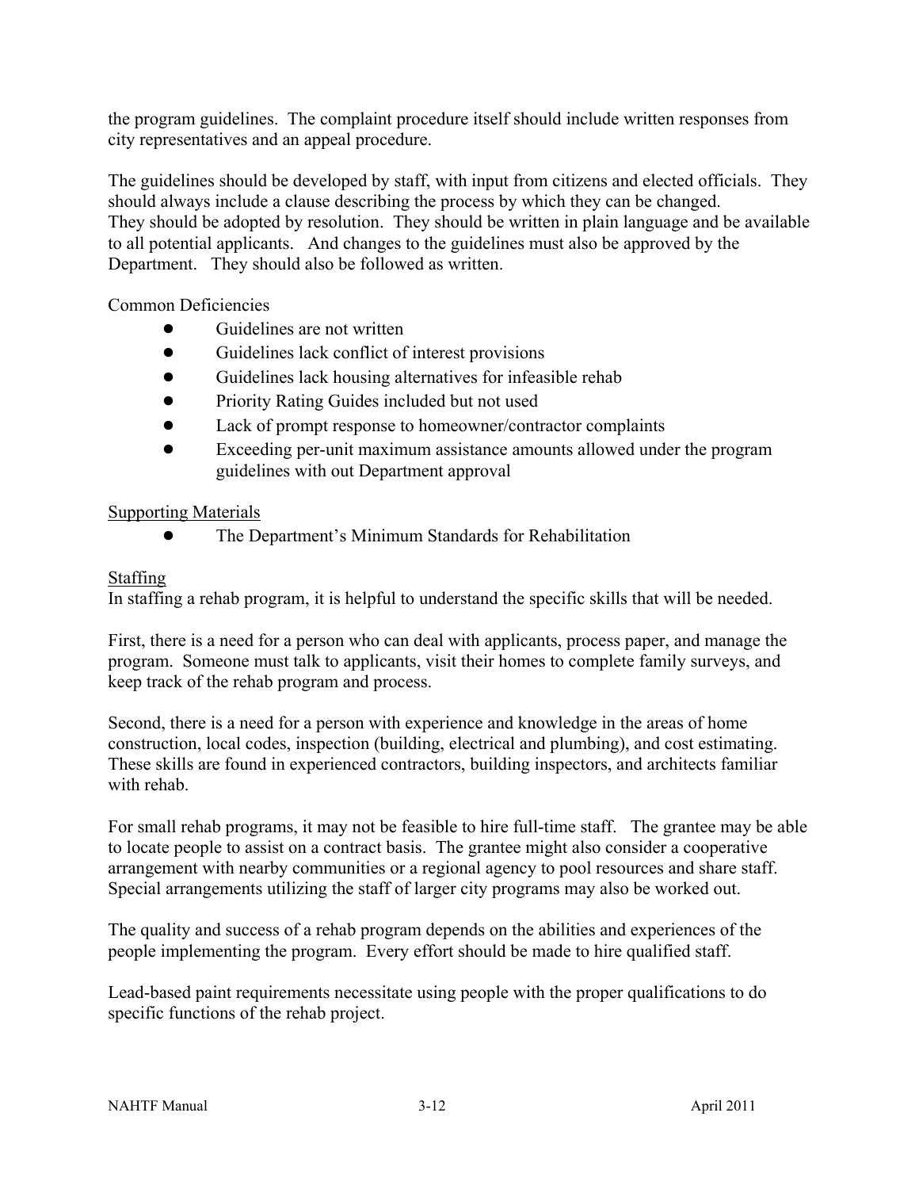the program guidelines. The complaint procedure itself should include written responses from city representatives and an appeal procedure.

The guidelines should be developed by staff, with input from citizens and elected officials. They should always include a clause describing the process by which they can be changed. They should be adopted by resolution. They should be written in plain language and be available to all potential applicants. And changes to the guidelines must also be approved by the Department. They should also be followed as written.

Common Deficiencies

- Guidelines are not written
- Guidelines lack conflict of interest provisions
- Guidelines lack housing alternatives for infeasible rehab
- Priority Rating Guides included but not used
- Lack of prompt response to homeowner/contractor complaints
- Exceeding per-unit maximum assistance amounts allowed under the program guidelines with out Department approval

Supporting Materials

- The Department's Minimum Standards for Rehabilitation

Staffing

In staffing a rehab program, it is helpful to understand the specific skills that will be needed.

First, there is a need for a person who can deal with applicants, process paper, and manage the program. Someone must talk to applicants, visit their homes to complete family surveys, and keep track of the rehab program and process.

Second, there is a need for a person with experience and knowledge in the areas of home construction, local codes, inspection (building, electrical and plumbing), and cost estimating. These skills are found in experienced contractors, building inspectors, and architects familiar with rehab.

For small rehab programs, it may not be feasible to hire full-time staff. The grantee may be able to locate people to assist on a contract basis. The grantee might also consider a cooperative arrangement with nearby communities or a regional agency to pool resources and share staff. Special arrangements utilizing the staff of larger city programs may also be worked out.

The quality and success of a rehab program depends on the abilities and experiences of the people implementing the program. Every effort should be made to hire qualified staff.

Lead-based paint requirements necessitate using people with the proper qualifications to do specific functions of the rehab project.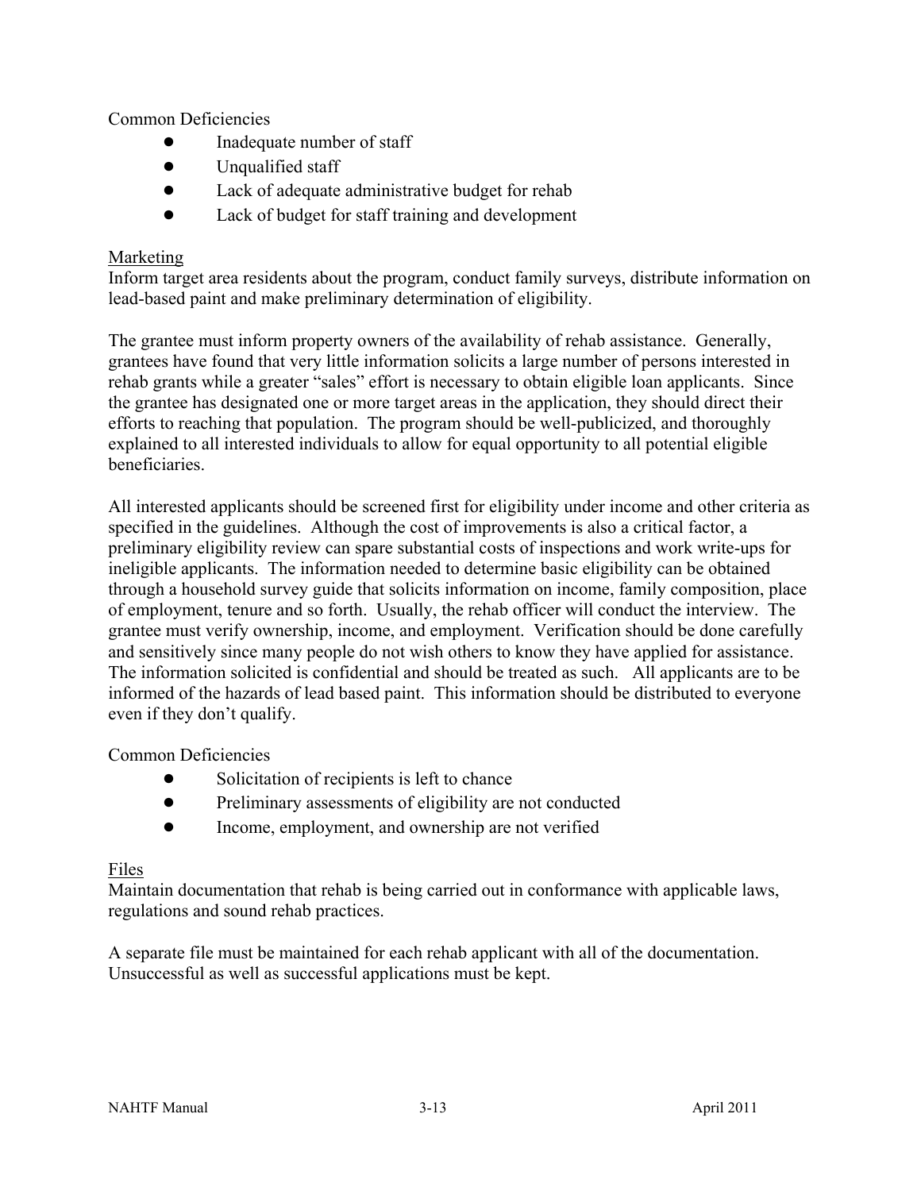Common Deficiencies

- Inadequate number of staff
- Unqualified staff
- Lack of adequate administrative budget for rehab
- Lack of budget for staff training and development

<u>Marketing</u>

Inform target area residents about the program, conduct family surveys, distribute information on lead-based paint and make preliminary determination of eligibility.

The grantee must inform property owners of the availability of rehab assistance. Generally, grantees have found that very little information solicits a large number of persons interested in rehab grants while a greater "sales" effort is necessary to obtain eligible loan applicants. Since the grantee has designated one or more target areas in the application, they should direct their efforts to reaching that population. The program should be well-publicized, and thoroughly explained to all interested individuals to allow for equal opportunity to all potential eligible beneficiaries.

All interested applicants should be screened first for eligibility under income and other criteria as specified in the guidelines. Although the cost of improvements is also a critical factor, a preliminary eligibility review can spare substantial costs of inspections and work write-ups for ineligible applicants. The information needed to determine basic eligibility can be obtained through a household survey guide that solicits information on income, family composition, place of employment, tenure and so forth. Usually, the rehab officer will conduct the interview. The grantee must verify ownership, income, and employment. Verification should be done carefully and sensitively since many people do not wish others to know they have applied for assistance. The information solicited is confidential and should be treated as such. All applicants are to be informed of the hazards of lead based paint. This information should be distributed to everyone even if they don't qualify.

Common Deficiencies

- Solicitation of recipients is left to chance
- Preliminary assessments of eligibility are not conducted
- Income, employment, and ownership are not verified

<u>Files</u>

Maintain documentation that rehab is being carried out in conformance with applicable laws, regulations and sound rehab practices.

A separate file must be maintained for each rehab applicant with all of the documentation. Unsuccessful as well as successful applications must be kept.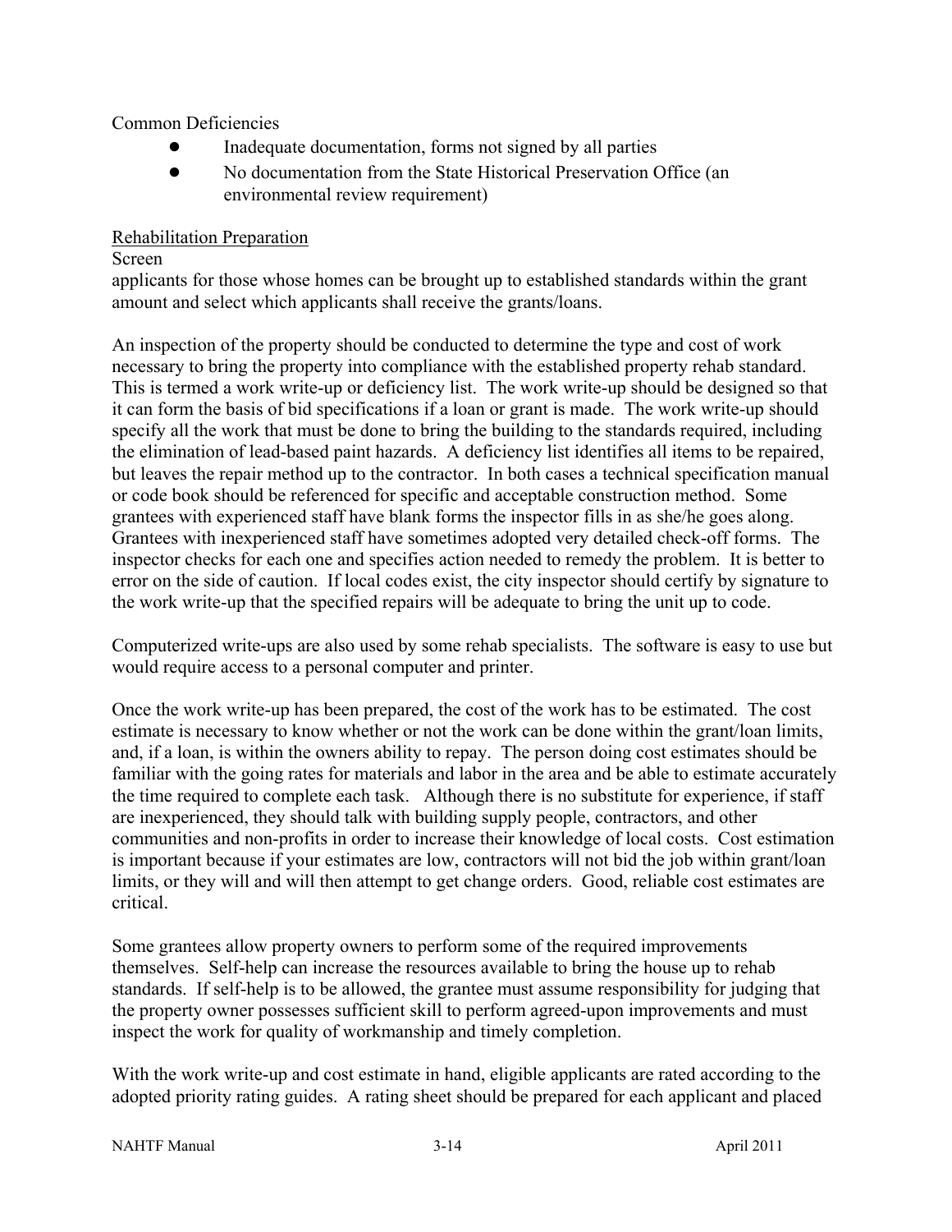Common Deficiencies

- Inadequate documentation, forms not signed by all parties
- No documentation from the State Historical Preservation Office (an environmental review requirement)

Rehabilitation Preparation

Screen
applicants for those whose homes can be brought up to established standards within the grant amount and select which applicants shall receive the grants/loans.

An inspection of the property should be conducted to determine the type and cost of work necessary to bring the property into compliance with the established property rehab standard. This is termed a work write-up or deficiency list. The work write-up should be designed so that it can form the basis of bid specifications if a loan or grant is made. The work write-up should specify all the work that must be done to bring the building to the standards required, including the elimination of lead-based paint hazards. A deficiency list identifies all items to be repaired, but leaves the repair method up to the contractor. In both cases a technical specification manual or code book should be referenced for specific and acceptable construction method. Some grantees with experienced staff have blank forms the inspector fills in as she/he goes along. Grantees with inexperienced staff have sometimes adopted very detailed check-off forms. The inspector checks for each one and specifies action needed to remedy the problem. It is better to error on the side of caution. If local codes exist, the city inspector should certify by signature to the work write-up that the specified repairs will be adequate to bring the unit up to code.

Computerized write-ups are also used by some rehab specialists. The software is easy to use but would require access to a personal computer and printer.

Once the work write-up has been prepared, the cost of the work has to be estimated. The cost estimate is necessary to know whether or not the work can be done within the grant/loan limits, and, if a loan, is within the owners ability to repay. The person doing cost estimates should be familiar with the going rates for materials and labor in the area and be able to estimate accurately the time required to complete each task. Although there is no substitute for experience, if staff are inexperienced, they should talk with building supply people, contractors, and other communities and non-profits in order to increase their knowledge of local costs. Cost estimation is important because if your estimates are low, contractors will not bid the job within grant/loan limits, or they will and will then attempt to get change orders. Good, reliable cost estimates are critical.

Some grantees allow property owners to perform some of the required improvements themselves. Self-help can increase the resources available to bring the house up to rehab standards. If self-help is to be allowed, the grantee must assume responsibility for judging that the property owner possesses sufficient skill to perform agreed-upon improvements and must inspect the work for quality of workmanship and timely completion.

With the work write-up and cost estimate in hand, eligible applicants are rated according to the adopted priority rating guides. A rating sheet should be prepared for each applicant and placed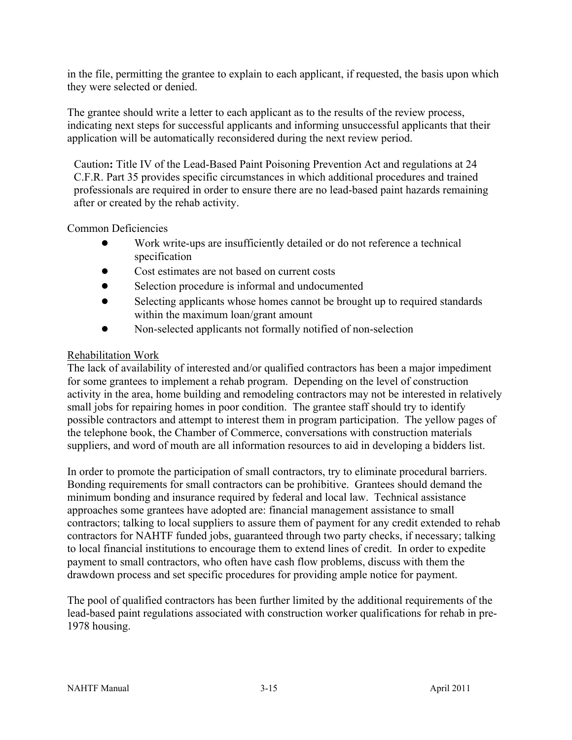in the file, permitting the grantee to explain to each applicant, if requested, the basis upon which they were selected or denied.

The grantee should write a letter to each applicant as to the results of the review process, indicating next steps for successful applicants and informing unsuccessful applicants that their application will be automatically reconsidered during the next review period.

> Caution**:** Title IV of the Lead-Based Paint Poisoning Prevention Act and regulations at 24 C.F.R. Part 35 provides specific circumstances in which additional procedures and trained professionals are required in order to ensure there are no lead-based paint hazards remaining after or created by the rehab activity.

Common Deficiencies

- Work write-ups are insufficiently detailed or do not reference a technical specification
- Cost estimates are not based on current costs
- Selection procedure is informal and undocumented
- Selecting applicants whose homes cannot be brought up to required standards within the maximum loan/grant amount
- Non-selected applicants not formally notified of non-selection

<u>Rehabilitation Work</u>

The lack of availability of interested and/or qualified contractors has been a major impediment for some grantees to implement a rehab program. Depending on the level of construction activity in the area, home building and remodeling contractors may not be interested in relatively small jobs for repairing homes in poor condition. The grantee staff should try to identify possible contractors and attempt to interest them in program participation. The yellow pages of the telephone book, the Chamber of Commerce, conversations with construction materials suppliers, and word of mouth are all information resources to aid in developing a bidders list.

In order to promote the participation of small contractors, try to eliminate procedural barriers. Bonding requirements for small contractors can be prohibitive. Grantees should demand the minimum bonding and insurance required by federal and local law. Technical assistance approaches some grantees have adopted are: financial management assistance to small contractors; talking to local suppliers to assure them of payment for any credit extended to rehab contractors for NAHTF funded jobs, guaranteed through two party checks, if necessary; talking to local financial institutions to encourage them to extend lines of credit. In order to expedite payment to small contractors, who often have cash flow problems, discuss with them the drawdown process and set specific procedures for providing ample notice for payment.

The pool of qualified contractors has been further limited by the additional requirements of the lead-based paint regulations associated with construction worker qualifications for rehab in pre-1978 housing.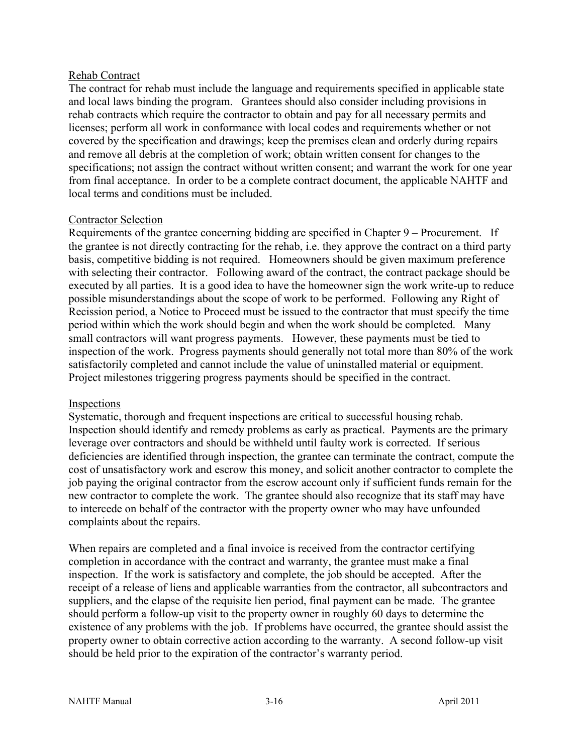### Rehab Contract

The contract for rehab must include the language and requirements specified in applicable state and local laws binding the program. Grantees should also consider including provisions in rehab contracts which require the contractor to obtain and pay for all necessary permits and licenses; perform all work in conformance with local codes and requirements whether or not covered by the specification and drawings; keep the premises clean and orderly during repairs and remove all debris at the completion of work; obtain written consent for changes to the specifications; not assign the contract without written consent; and warrant the work for one year from final acceptance. In order to be a complete contract document, the applicable NAHTF and local terms and conditions must be included.

### Contractor Selection

Requirements of the grantee concerning bidding are specified in Chapter 9 – Procurement. If the grantee is not directly contracting for the rehab, i.e. they approve the contract on a third party basis, competitive bidding is not required. Homeowners should be given maximum preference with selecting their contractor. Following award of the contract, the contract package should be executed by all parties. It is a good idea to have the homeowner sign the work write-up to reduce possible misunderstandings about the scope of work to be performed. Following any Right of Recission period, a Notice to Proceed must be issued to the contractor that must specify the time period within which the work should begin and when the work should be completed. Many small contractors will want progress payments. However, these payments must be tied to inspection of the work. Progress payments should generally not total more than 80% of the work satisfactorily completed and cannot include the value of uninstalled material or equipment. Project milestones triggering progress payments should be specified in the contract.

### Inspections

Systematic, thorough and frequent inspections are critical to successful housing rehab. Inspection should identify and remedy problems as early as practical. Payments are the primary leverage over contractors and should be withheld until faulty work is corrected. If serious deficiencies are identified through inspection, the grantee can terminate the contract, compute the cost of unsatisfactory work and escrow this money, and solicit another contractor to complete the job paying the original contractor from the escrow account only if sufficient funds remain for the new contractor to complete the work. The grantee should also recognize that its staff may have to intercede on behalf of the contractor with the property owner who may have unfounded complaints about the repairs.

When repairs are completed and a final invoice is received from the contractor certifying completion in accordance with the contract and warranty, the grantee must make a final inspection. If the work is satisfactory and complete, the job should be accepted. After the receipt of a release of liens and applicable warranties from the contractor, all subcontractors and suppliers, and the elapse of the requisite lien period, final payment can be made. The grantee should perform a follow-up visit to the property owner in roughly 60 days to determine the existence of any problems with the job. If problems have occurred, the grantee should assist the property owner to obtain corrective action according to the warranty. A second follow-up visit should be held prior to the expiration of the contractor's warranty period.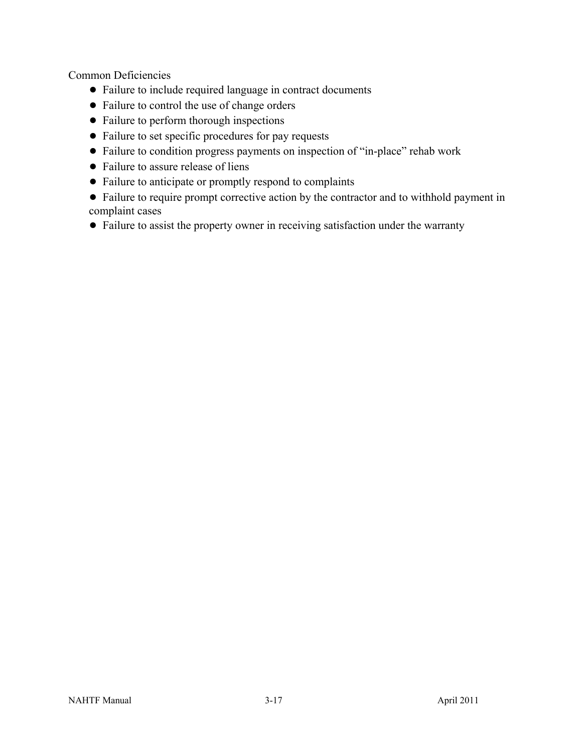Common Deficiencies

- Failure to include required language in contract documents
- Failure to control the use of change orders
- Failure to perform thorough inspections
- Failure to set specific procedures for pay requests
- Failure to condition progress payments on inspection of "in-place" rehab work
- Failure to assure release of liens
- Failure to anticipate or promptly respond to complaints
- Failure to require prompt corrective action by the contractor and to withhold payment in complaint cases
- Failure to assist the property owner in receiving satisfaction under the warranty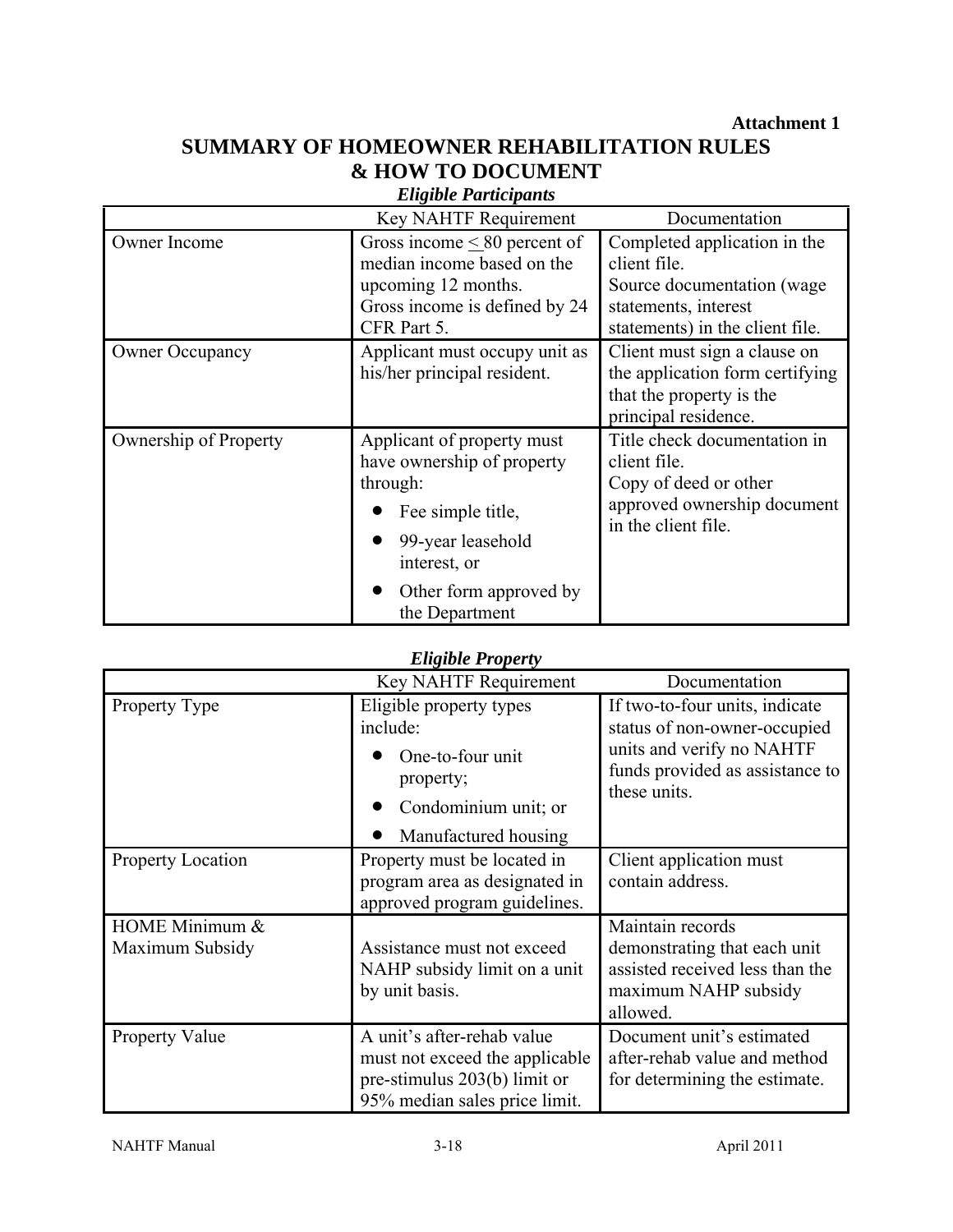**Attachment 1**

# SUMMARY OF HOMEOWNER REHABILITATION RULES & HOW TO DOCUMENT

### *Eligible Participants*

| | Key NAHTF Requirement | Documentation |
|---|---|---|
| Owner Income | Gross income ≤ 80 percent of median income based on the upcoming 12 months. Gross income is defined by 24 CFR Part 5. | Completed application in the client file. Source documentation (wage statements, interest statements) in the client file. |
| Owner Occupancy | Applicant must occupy unit as his/her principal resident. | Client must sign a clause on the application form certifying that the property is the principal residence. |
| Ownership of Property | Applicant of property must have ownership of property through: • Fee simple title, • 99-year leasehold interest, or • Other form approved by the Department | Title check documentation in client file. Copy of deed or other approved ownership document in the client file. |

### *Eligible Property*

| | Key NAHTF Requirement | Documentation |
|---|---|---|
| Property Type | Eligible property types include: • One-to-four unit property; • Condominium unit; or • Manufactured housing | If two-to-four units, indicate status of non-owner-occupied units and verify no NAHTF funds provided as assistance to these units. |
| Property Location | Property must be located in program area as designated in approved program guidelines. | Client application must contain address. |
| HOME Minimum & Maximum Subsidy | Assistance must not exceed NAHP subsidy limit on a unit by unit basis. | Maintain records demonstrating that each unit assisted received less than the maximum NAHP subsidy allowed. |
| Property Value | A unit's after-rehab value must not exceed the applicable pre-stimulus 203(b) limit or 95% median sales price limit. | Document unit's estimated after-rehab value and method for determining the estimate. |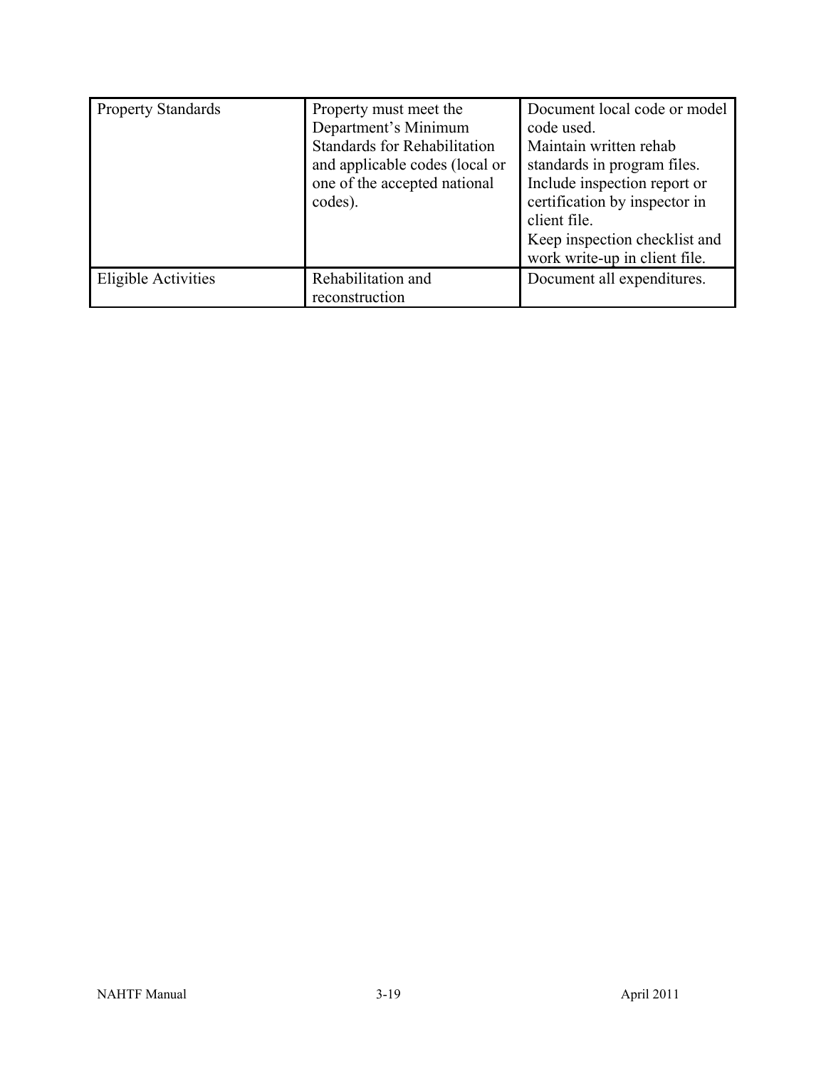| | | |
|---|---|---|
| Property Standards | Property must meet the Department's Minimum Standards for Rehabilitation and applicable codes (local or one of the accepted national codes). | Document local code or model code used.<br>Maintain written rehab standards in program files.<br>Include inspection report or certification by inspector in client file.<br>Keep inspection checklist and work write-up in client file. |
| Eligible Activities | Rehabilitation and reconstruction | Document all expenditures. |